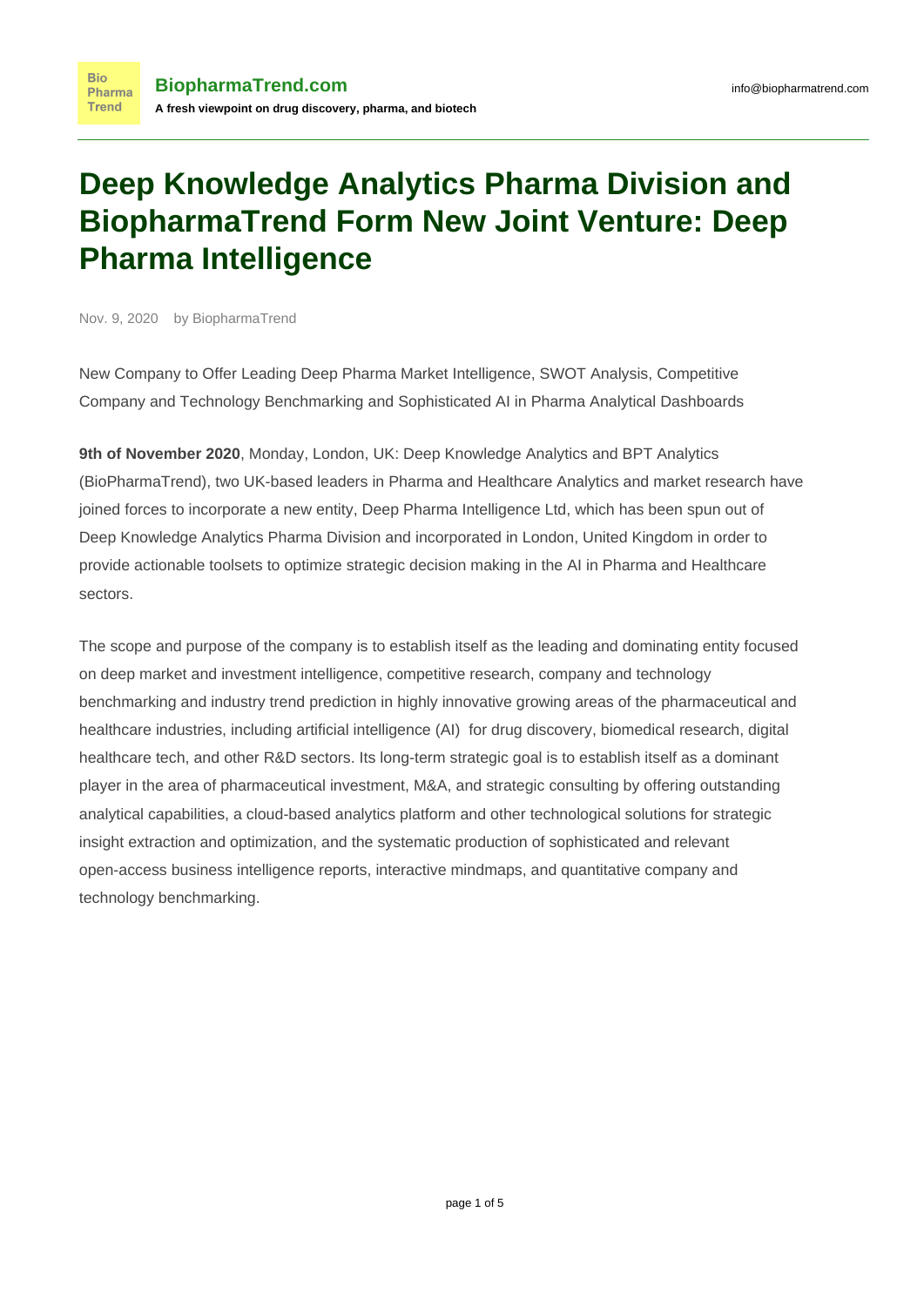# Deep Knowledge Analytics Pharma Division and BiopharmaTrend Form New Joint Venture: Deep Pharma Intelligence

Nov. 9, 2020 by BiopharmaTrend

New Company to Offer Leading Deep Pharma Market Intelligence, SWOT Analysis, Competitive Company and Technology Benchmarking and Sophisticated AI in Pharma Analytical Dashboards

**9th of November 2020**, Monday, London, UK: Deep Knowledge Analytics and BPT Analytics (BioPharmaTrend), two UK-based leaders in Pharma and Healthcare Analytics and market research have joined forces to incorporate a new entity, Deep Pharma Intelligence Ltd, which has been spun out of Deep Knowledge Analytics Pharma Division and incorporated in London, United Kingdom in order to provide actionable toolsets to optimize strategic decision making in the AI in Pharma and Healthcare sectors.

The scope and purpose of the company is to establish itself as the leading and dominating entity focused on deep market and investment intelligence, competitive research, company and technology benchmarking and industry trend prediction in highly innovative growing areas of the pharmaceutical and healthcare industries, including artificial intelligence (AI) for drug discovery, biomedical research, digital healthcare tech, and other R&D sectors. Its long-term strategic goal is to establish itself as a dominant player in the area of pharmaceutical investment, M&A, and strategic consulting by offering outstanding analytical capabilities, a cloud-based analytics platform and other technological solutions for strategic insight extraction and optimization, and the systematic production of sophisticated and relevant open-access business intelligence reports, interactive mindmaps, and quantitative company and technology benchmarking.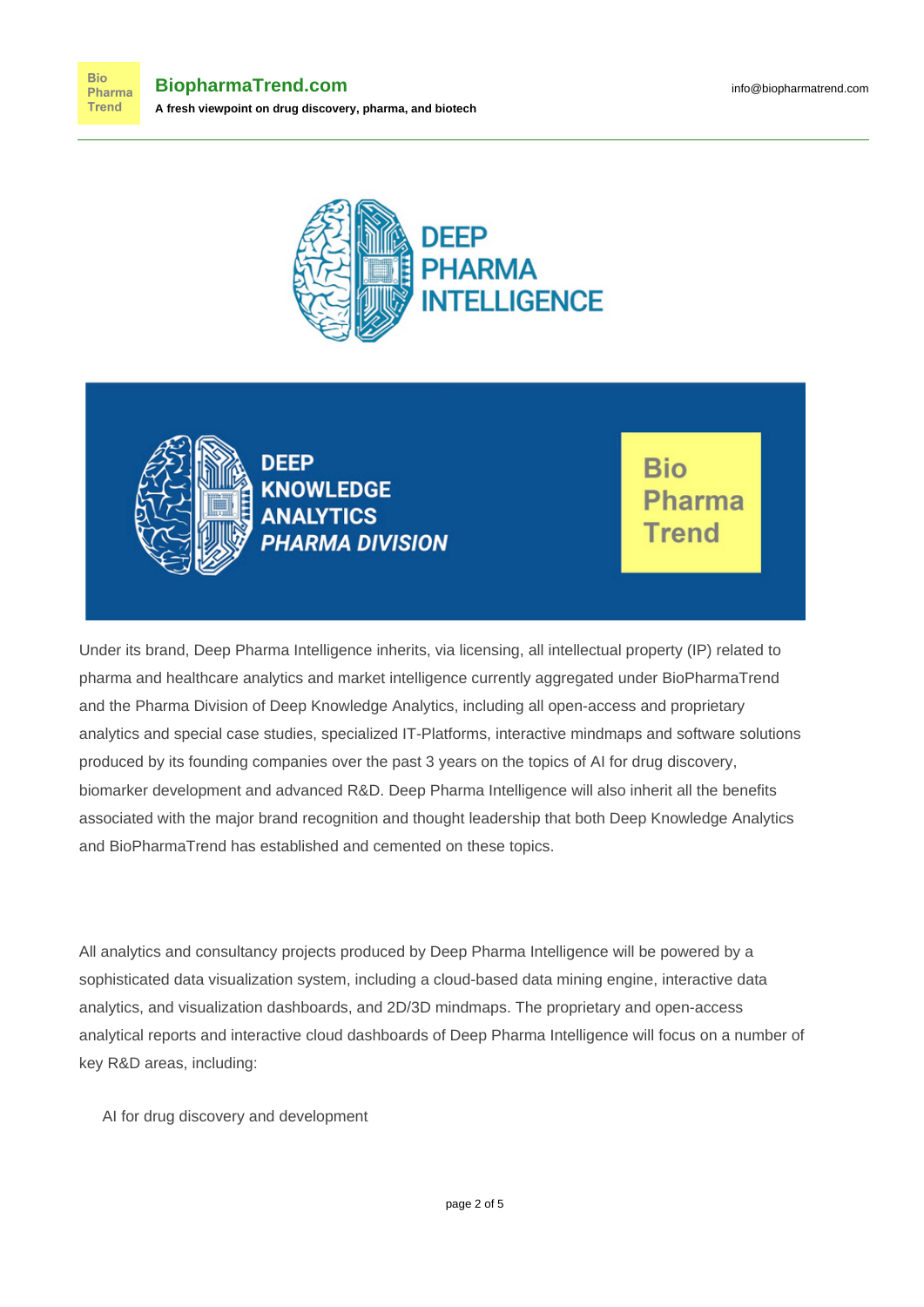Under its brand, Deep Pharma Intelligence inherits, via licensing, all intellectual property (IP) related to pharma and healthcare analytics and market intelligence currently aggregated under BioPharmaTrend and the Pharma Division of Deep Knowledge Analytics, including all open-access and proprietary analytics and special case studies, specialized IT-Platforms, interactive mindmaps and software solutions produced by its founding companies over the past 3 years on the topics of AI for drug discovery, biomarker development and advanced R&D. Deep Pharma Intelligence will also inherit all the benefits associated with the major brand recognition and thought leadership that both Deep Knowledge Analytics and BioPharmaTrend has established and cemented on these topics.

All analytics and consultancy projects produced by Deep Pharma Intelligence will be powered by a sophisticated data visualization system, including a cloud-based data mining engine, interactive data analytics, and visualization dashboards, and 2D/3D mindmaps. The proprietary and open-access analytical reports and interactive cloud dashboards of Deep Pharma Intelligence will focus on a number of key R&D areas, including:

- AI for drug discovery and development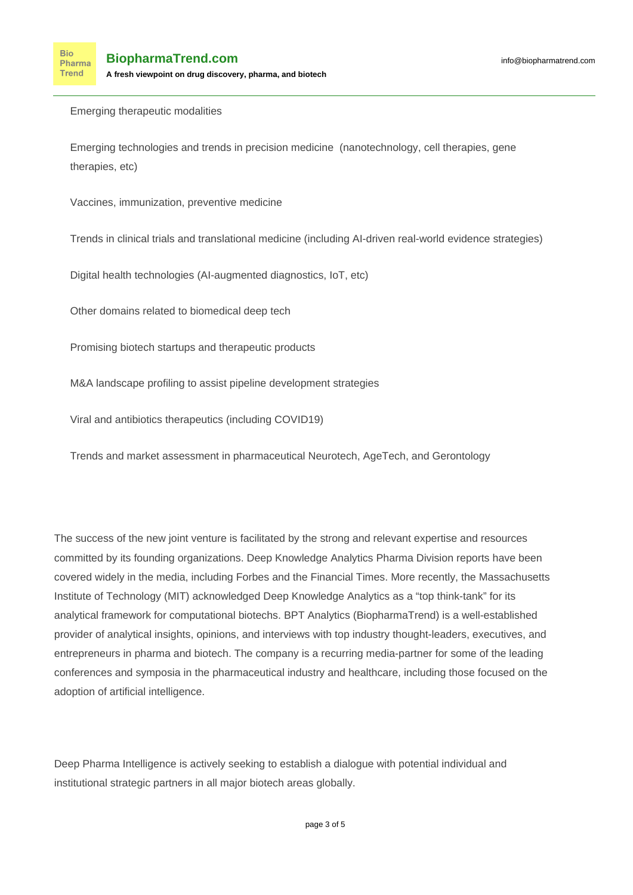- Emerging therapeutic modalities
- Emerging technologies and trends in precision medicine (nanotechnology, cell therapies, gene therapies, etc)
- Vaccines, immunization, preventive medicine
- Trends in clinical trials and translational medicine (including AI-driven real-world evidence strategies)
- Digital health technologies (AI-augmented diagnostics, IoT, etc)
- Other domains related to biomedical deep tech
- Promising biotech startups and therapeutic products
- M&A landscape profiling to assist pipeline development strategies
- Viral and antibiotics therapeutics (including COVID19)
- Trends and market assessment in pharmaceutical Neurotech, AgeTech, and Gerontology

The success of the new joint venture is facilitated by the strong and relevant expertise and resources committed by its founding organizations. Deep Knowledge Analytics Pharma Division reports have been covered widely in the media, including Forbes and the Financial Times. More recently, the Massachusetts Institute of Technology (MIT) acknowledged Deep Knowledge Analytics as a "top think-tank" for its analytical framework for computational biotechs. BPT Analytics (BiopharmaTrend) is a well-established provider of analytical insights, opinions, and interviews with top industry thought-leaders, executives, and entrepreneurs in pharma and biotech. The company is a recurring media-partner for some of the leading conferences and symposia in the pharmaceutical industry and healthcare, including those focused on the adoption of artificial intelligence.

Deep Pharma Intelligence is actively seeking to establish a dialogue with potential individual and institutional strategic partners in all major biotech areas globally.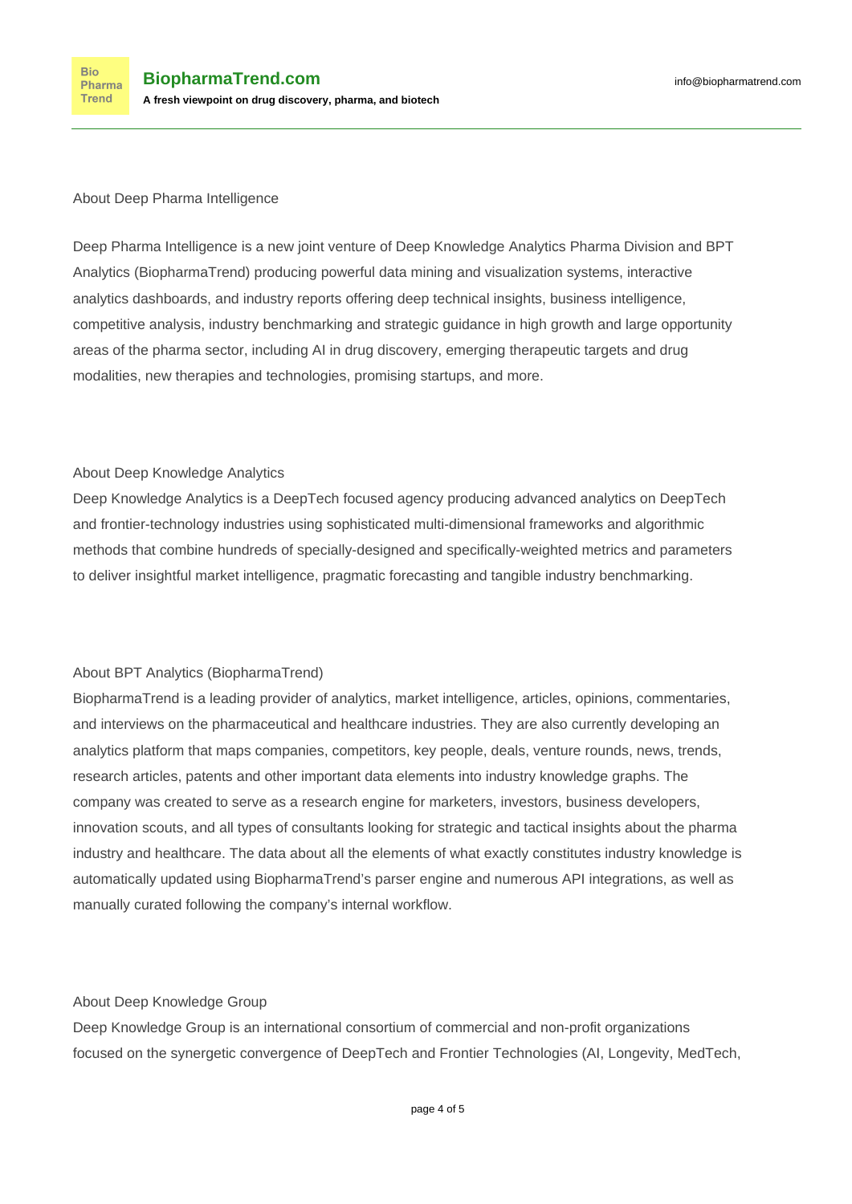About Deep Pharma Intelligence

Deep Pharma Intelligence is a new joint venture of Deep Knowledge Analytics Pharma Division and BPT Analytics (BiopharmaTrend) producing powerful data mining and visualization systems, interactive analytics dashboards, and industry reports offering deep technical insights, business intelligence, competitive analysis, industry benchmarking and strategic guidance in high growth and large opportunity areas of the pharma sector, including AI in drug discovery, emerging therapeutic targets and drug modalities, new therapies and technologies, promising startups, and more.

About Deep Knowledge Analytics

Deep Knowledge Analytics is a DeepTech focused agency producing advanced analytics on DeepTech and frontier-technology industries using sophisticated multi-dimensional frameworks and algorithmic methods that combine hundreds of specially-designed and specifically-weighted metrics and parameters to deliver insightful market intelligence, pragmatic forecasting and tangible industry benchmarking.

About BPT Analytics (BiopharmaTrend)

BiopharmaTrend is a leading provider of analytics, market intelligence, articles, opinions, commentaries, and interviews on the pharmaceutical and healthcare industries. They are also currently developing an analytics platform that maps companies, competitors, key people, deals, venture rounds, news, trends, research articles, patents and other important data elements into industry knowledge graphs. The company was created to serve as a research engine for marketers, investors, business developers, innovation scouts, and all types of consultants looking for strategic and tactical insights about the pharma industry and healthcare. The data about all the elements of what exactly constitutes industry knowledge is automatically updated using BiopharmaTrend's parser engine and numerous API integrations, as well as manually curated following the company's internal workflow.

About Deep Knowledge Group

Deep Knowledge Group is an international consortium of commercial and non-profit organizations focused on the synergetic convergence of DeepTech and Frontier Technologies (AI, Longevity, MedTech,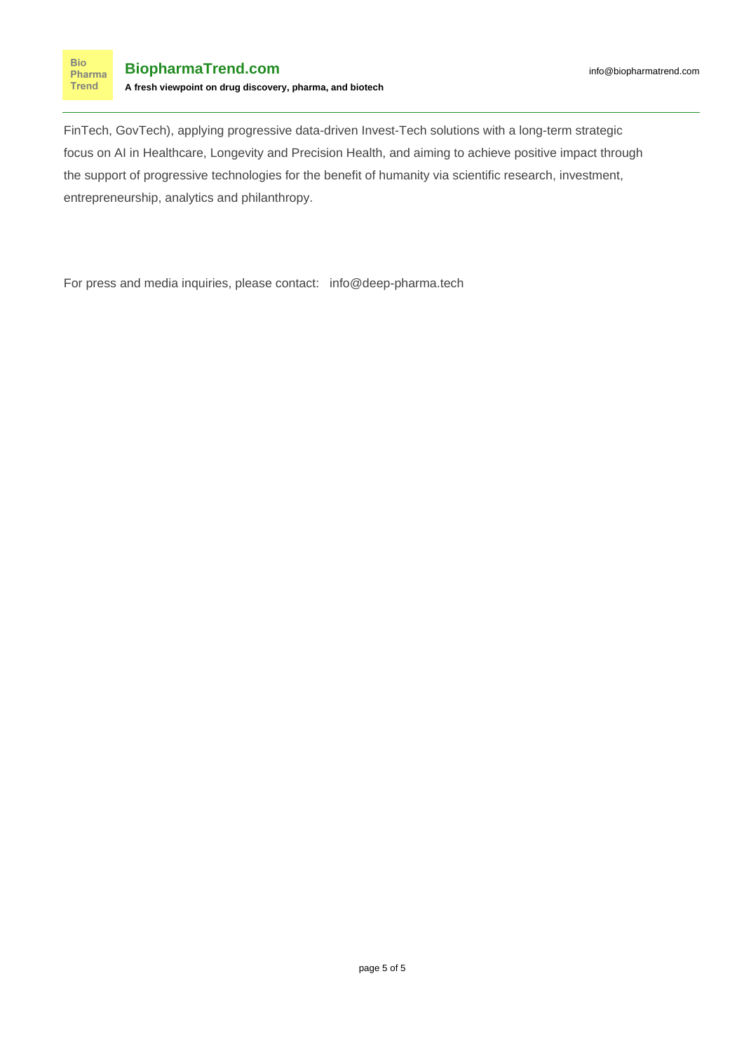FinTech, GovTech), applying progressive data-driven Invest-Tech solutions with a long-term strategic focus on AI in Healthcare, Longevity and Precision Health, and aiming to achieve positive impact through the support of progressive technologies for the benefit of humanity via scientific research, investment, entrepreneurship, analytics and philanthropy.

For press and media inquiries, please contact: info@deep-pharma.tech